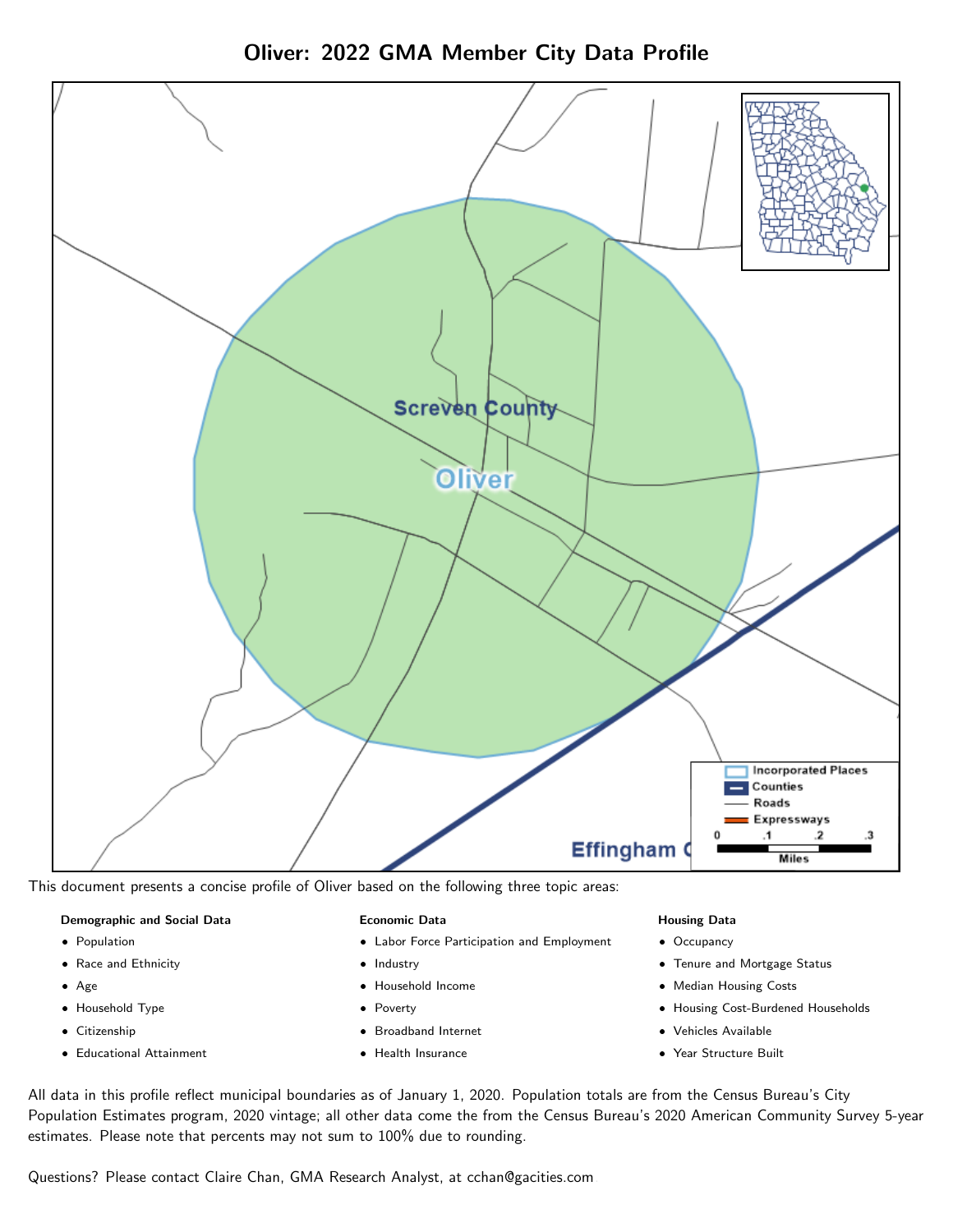# Oliver: 2022 GMA Member City Data Profile

This document presents a concise profile of Oliver based on the following three topic areas:

**Demographic and Social Data**

- Population
- Race and Ethnicity
- Age
- Household Type
- Citizenship
- Educational Attainment

**Economic Data**

- Labor Force Participation and Employment
- Industry
- Household Income
- Poverty
- Broadband Internet
- Health Insurance

**Housing Data**

- Occupancy
- Tenure and Mortgage Status
- Median Housing Costs
- Housing Cost-Burdened Households
- Vehicles Available
- Year Structure Built

All data in this profile reflect municipal boundaries as of January 1, 2020. Population totals are from the Census Bureau's City Population Estimates program, 2020 vintage; all other data come the from the Census Bureau's 2020 American Community Survey 5-year estimates. Please note that percents may not sum to 100% due to rounding.

Questions? Please contact Claire Chan, GMA Research Analyst, at cchan@gacities.com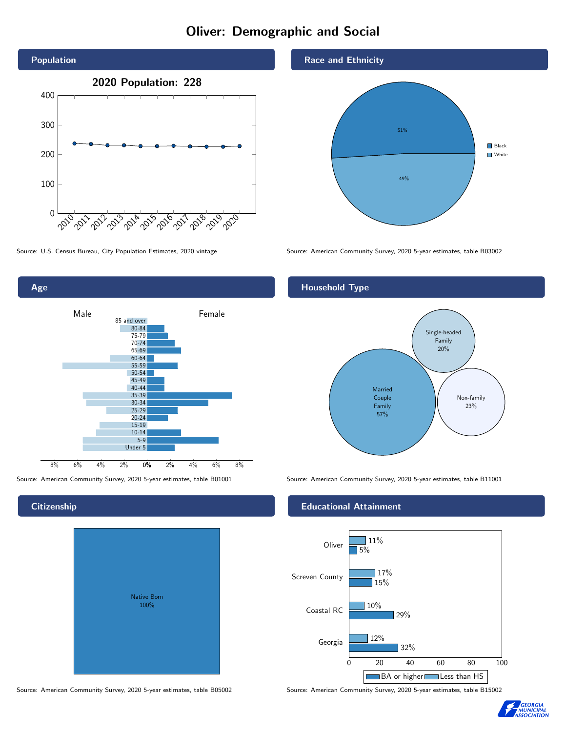# Oliver: Demographic and Social

## Population

**2020 Population: 228**

Source: U.S. Census Bureau, City Population Estimates, 2020 vintage

## Race and Ethnicity

| Race | Percent |
| --- | --- |
| Black | 51% |
| White | 49% |

Source: American Community Survey, 2020 5-year estimates, table B03002

## Age

Male / Female

85 and over, 80-84, 75-79, 70-74, 65-69, 60-64, 55-59, 50-54, 45-49, 40-44, 35-39, 30-34, 25-29, 20-24, 15-19, 10-14, 5-9, Under 5

Source: American Community Survey, 2020 5-year estimates, table B01001

## Household Type

| Household Type | Percent |
| --- | --- |
| Married Couple Family | 57% |
| Single-headed Family | 20% |
| Non-family | 23% |

Source: American Community Survey, 2020 5-year estimates, table B11001

## Citizenship

Native Born 100%

Source: American Community Survey, 2020 5-year estimates, table B05002

## Educational Attainment

| | Less than HS | BA or higher |
| --- | --- | --- |
| Oliver | 11% | 5% |
| Screven County | 17% | 15% |
| Coastal RC | 10% | 29% |
| Georgia | 12% | 32% |

Source: American Community Survey, 2020 5-year estimates, table B15002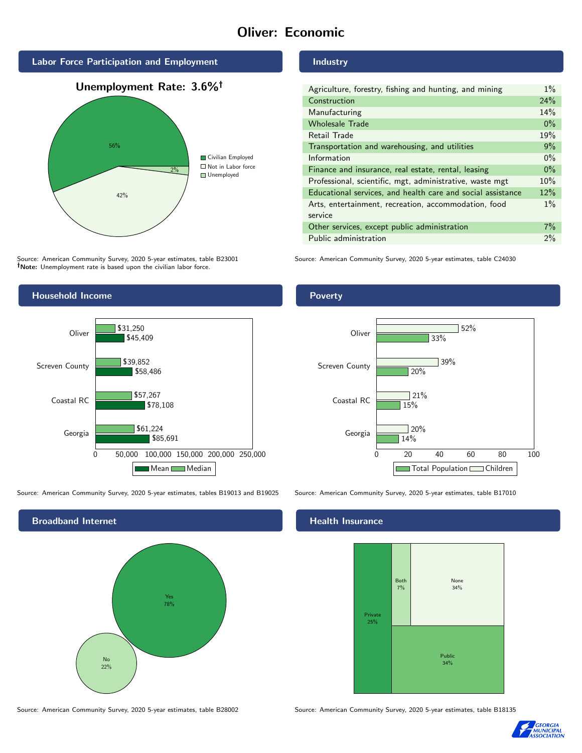# Oliver: Economic

## Labor Force Participation and Employment

**Unemployment Rate: 3.6%†**

| Category | Percent |
|---|---|
| Civilian Employed | 56% |
| Not in Labor force | 42% |
| Unemployed | 2% |

Source: American Community Survey, 2020 5-year estimates, table B23001
**†Note:** Unemployment rate is based upon the civilian labor force.

## Industry

| Industry | Percent |
|---|---|
| Agriculture, forestry, fishing and hunting, and mining | 1% |
| Construction | 24% |
| Manufacturing | 14% |
| Wholesale Trade | 0% |
| Retail Trade | 19% |
| Transportation and warehousing, and utilities | 9% |
| Information | 0% |
| Finance and insurance, real estate, rental, leasing | 0% |
| Professional, scientific, mgt, administrative, waste mgt | 10% |
| Educational services, and health care and social assistance | 12% |
| Arts, entertainment, recreation, accommodation, food service | 1% |
| Other services, except public administration | 7% |
| Public administration | 2% |

Source: American Community Survey, 2020 5-year estimates, table C24030

## Household Income

| | Median | Mean |
|---|---|---|
| Oliver | $31,250 | $45,409 |
| Screven County | $39,852 | $58,486 |
| Coastal RC | $57,267 | $78,108 |
| Georgia | $61,224 | $85,691 |

Source: American Community Survey, 2020 5-year estimates, tables B19013 and B19025

## Poverty

| | Children | Total Population |
|---|---|---|
| Oliver | 52% | 33% |
| Screven County | 39% | 20% |
| Coastal RC | 21% | 15% |
| Georgia | 20% | 14% |

Source: American Community Survey, 2020 5-year estimates, table B17010

## Broadband Internet

| | Percent |
|---|---|
| Yes | 78% |
| No | 22% |

Source: American Community Survey, 2020 5-year estimates, table B28002

## Health Insurance

| | Percent |
|---|---|
| Private | 25% |
| Both | 7% |
| None | 34% |
| Public | 34% |

Source: American Community Survey, 2020 5-year estimates, table B18135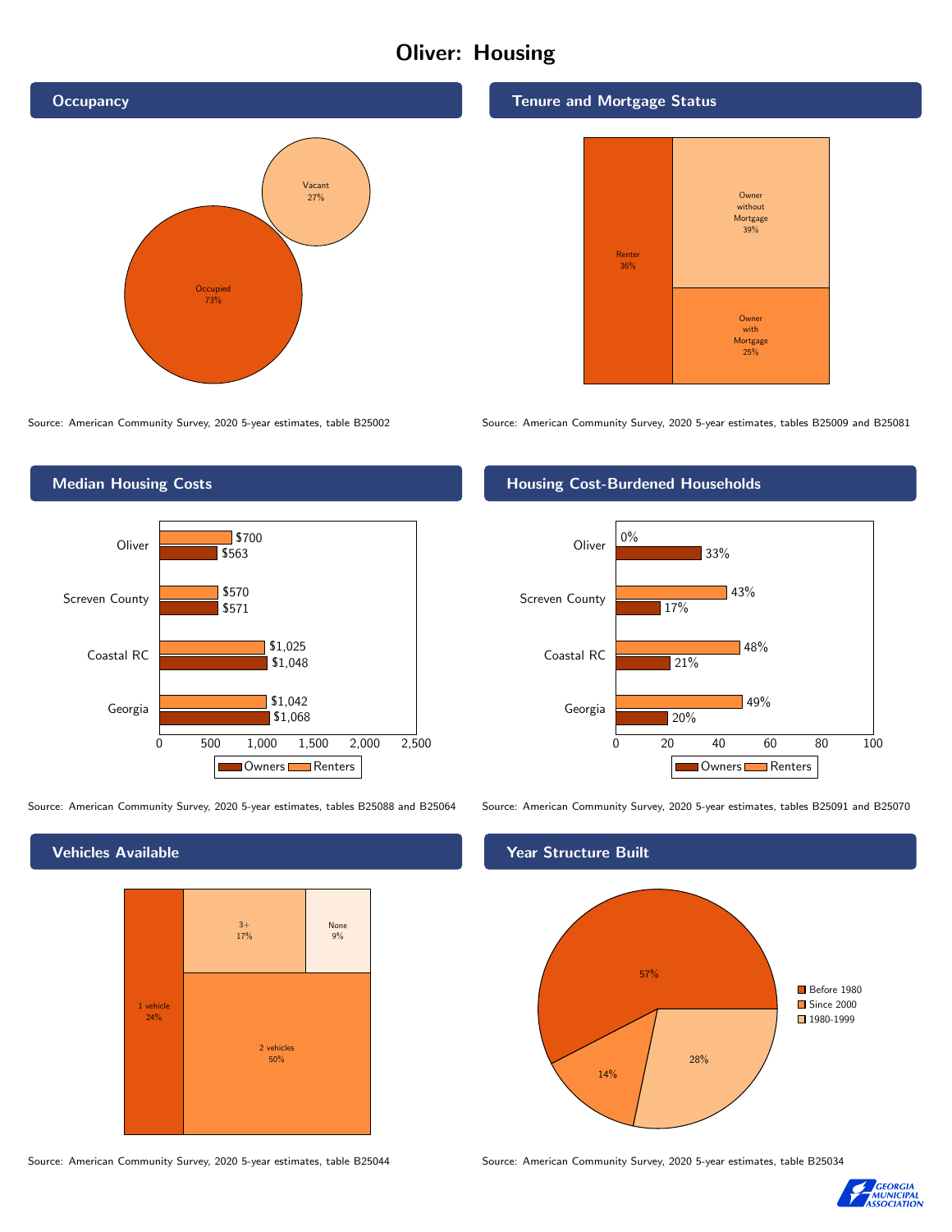# Oliver: Housing

## Occupancy

Vacant
27%

Occupied
73%

Source: American Community Survey, 2020 5-year estimates, table B25002

## Tenure and Mortgage Status

Renter
36%

Owner without Mortgage
39%

Owner with Mortgage
25%

Source: American Community Survey, 2020 5-year estimates, tables B25009 and B25081

## Median Housing Costs

Oliver
$700
$563

Screven County
$570
$571

Coastal RC
$1,025
$1,048

Georgia
$1,042
$1,068

0 500 1,000 1,500 2,000 2,500

Owners Renters

Source: American Community Survey, 2020 5-year estimates, tables B25088 and B25064

## Housing Cost-Burdened Households

Oliver
0%
33%

Screven County
43%
17%

Coastal RC
48%
21%

Georgia
49%
20%

0 20 40 60 80 100

Owners Renters

Source: American Community Survey, 2020 5-year estimates, tables B25091 and B25070

## Vehicles Available

1 vehicle
24%

3+
17%

None
9%

2 vehicles
50%

Source: American Community Survey, 2020 5-year estimates, table B25044

## Year Structure Built

57%
14%
28%

Before 1980
Since 2000
1980-1999

Source: American Community Survey, 2020 5-year estimates, table B25034